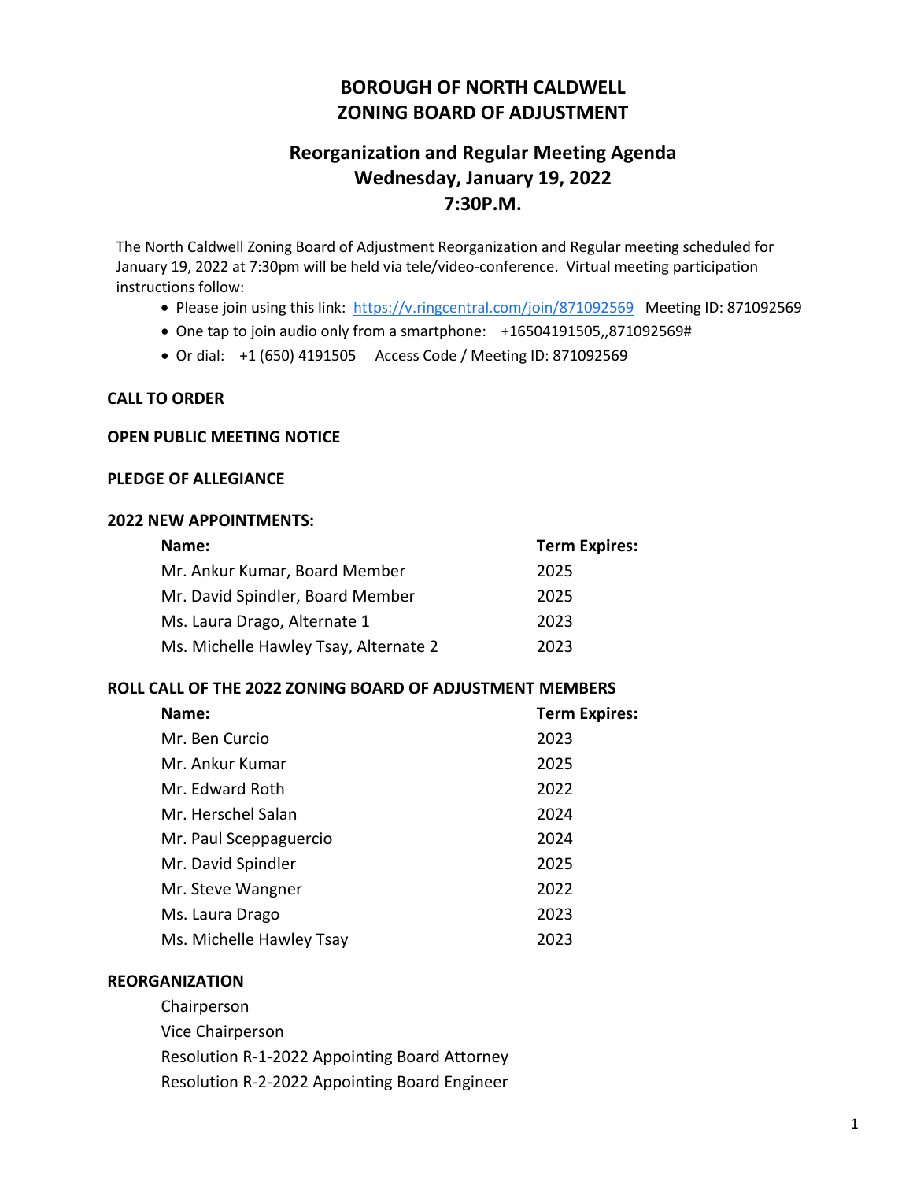# BOROUGH OF NORTH CALDWELL
# ZONING BOARD OF ADJUSTMENT

## Reorganization and Regular Meeting Agenda
## Wednesday, January 19, 2022
## 7:30P.M.

The North Caldwell Zoning Board of Adjustment Reorganization and Regular meeting scheduled for January 19, 2022 at 7:30pm will be held via tele/video-conference. Virtual meeting participation instructions follow:

- Please join using this link: https://v.ringcentral.com/join/871092569 Meeting ID: 871092569
- One tap to join audio only from a smartphone: +16504191505,,871092569#
- Or dial: +1 (650) 4191505 Access Code / Meeting ID: 871092569

**CALL TO ORDER**

**OPEN PUBLIC MEETING NOTICE**

**PLEDGE OF ALLEGIANCE**

**2022 NEW APPOINTMENTS:**

| Name: | Term Expires: |
|---|---|
| Mr. Ankur Kumar, Board Member | 2025 |
| Mr. David Spindler, Board Member | 2025 |
| Ms. Laura Drago, Alternate 1 | 2023 |
| Ms. Michelle Hawley Tsay, Alternate 2 | 2023 |

**ROLL CALL OF THE 2022 ZONING BOARD OF ADJUSTMENT MEMBERS**

| Name: | Term Expires: |
|---|---|
| Mr. Ben Curcio | 2023 |
| Mr. Ankur Kumar | 2025 |
| Mr. Edward Roth | 2022 |
| Mr. Herschel Salan | 2024 |
| Mr. Paul Sceppaguercio | 2024 |
| Mr. David Spindler | 2025 |
| Mr. Steve Wangner | 2022 |
| Ms. Laura Drago | 2023 |
| Ms. Michelle Hawley Tsay | 2023 |

**REORGANIZATION**

Chairperson
Vice Chairperson
Resolution R-1-2022 Appointing Board Attorney
Resolution R-2-2022 Appointing Board Engineer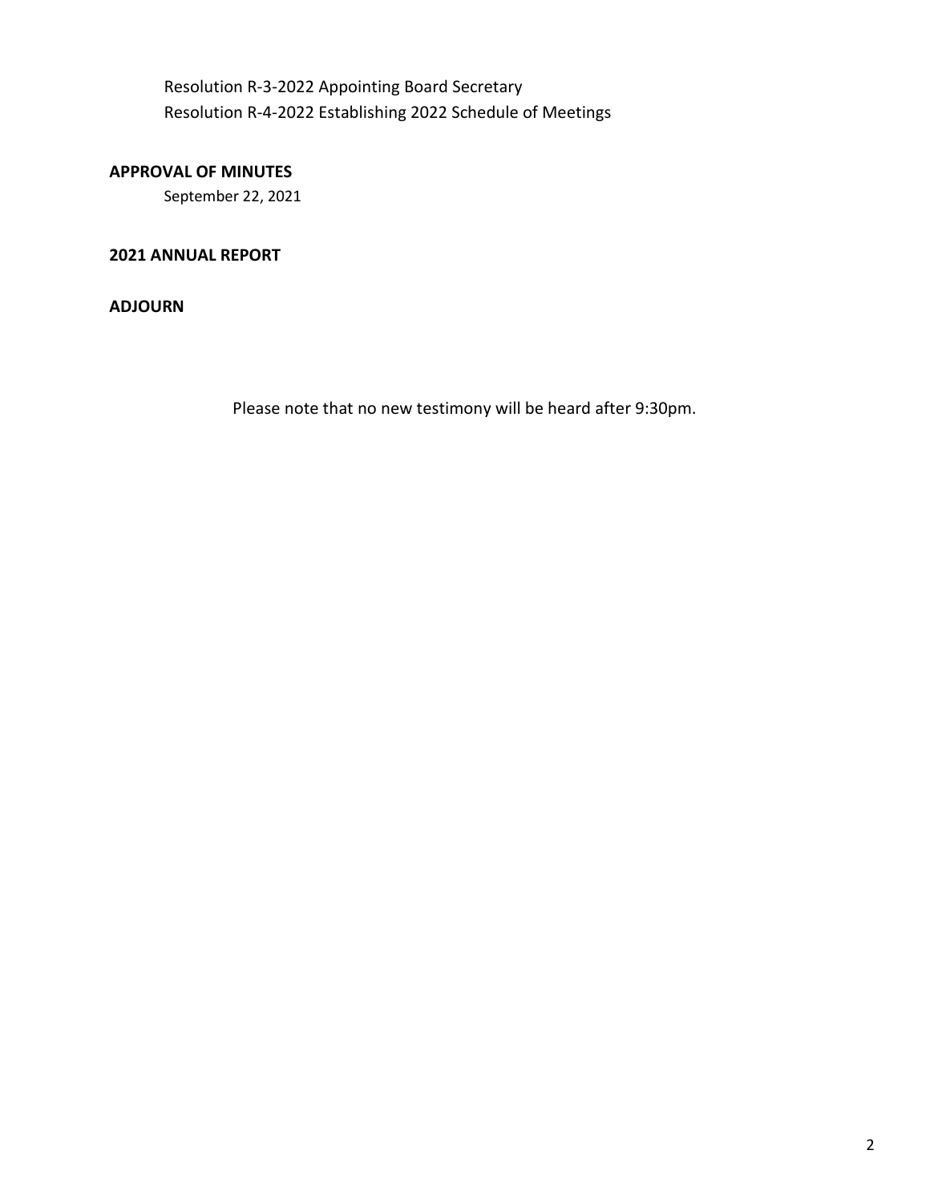Resolution R-3-2022 Appointing Board Secretary
Resolution R-4-2022 Establishing 2022 Schedule of Meetings

**APPROVAL OF MINUTES**

September 22, 2021

**2021 ANNUAL REPORT**

**ADJOURN**

Please note that no new testimony will be heard after 9:30pm.